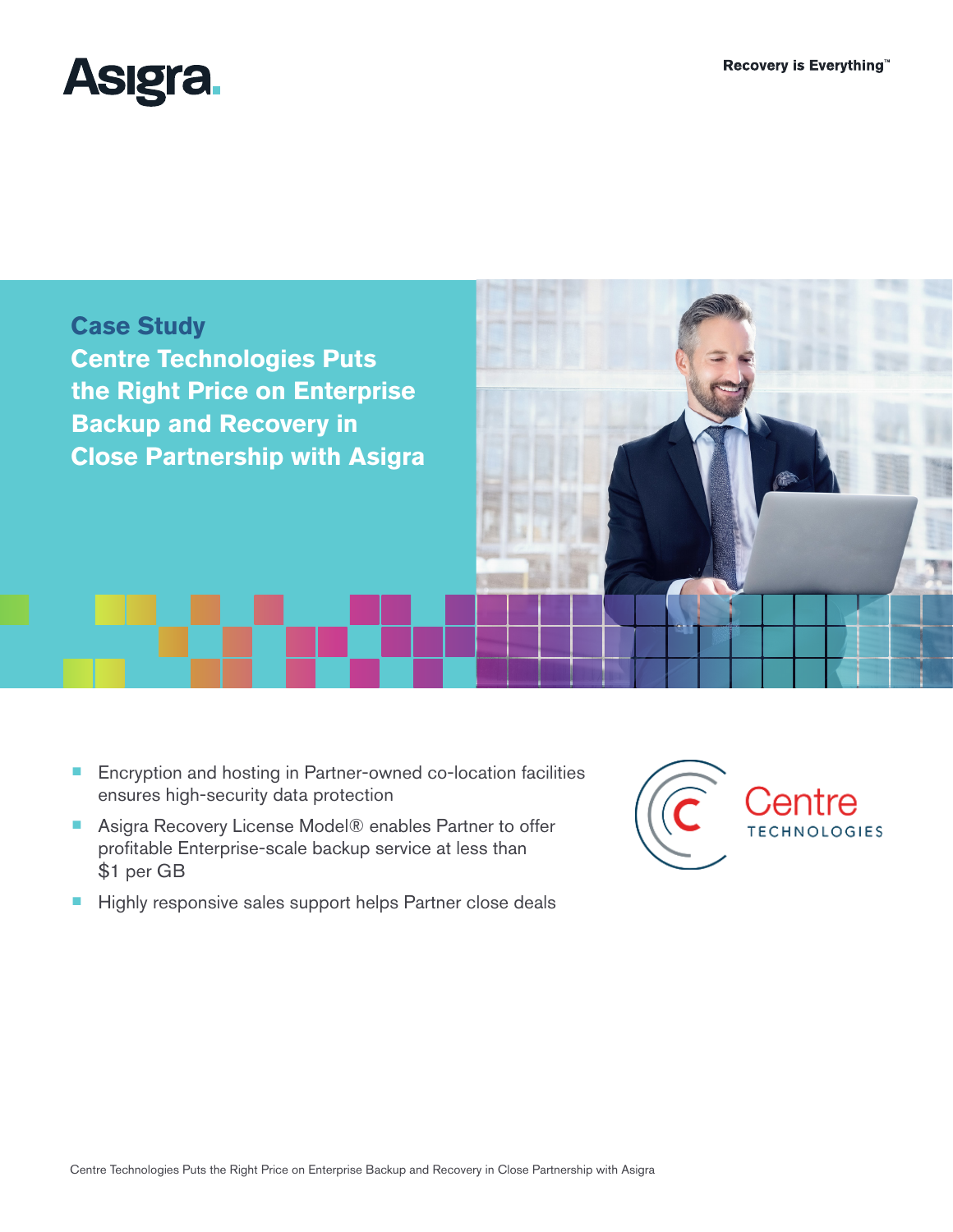Asigra

Recovery is Everything™

# Case Study

# Centre Technologies Puts the Right Price on Enterprise Backup and Recovery in Close Partnership with Asigra

- Encryption and hosting in Partner-owned co-location facilities ensures high-security data protection
- Asigra Recovery License Model® enables Partner to offer profitable Enterprise-scale backup service at less than $1 per GB
- Highly responsive sales support helps Partner close deals

Centre TECHNOLOGIES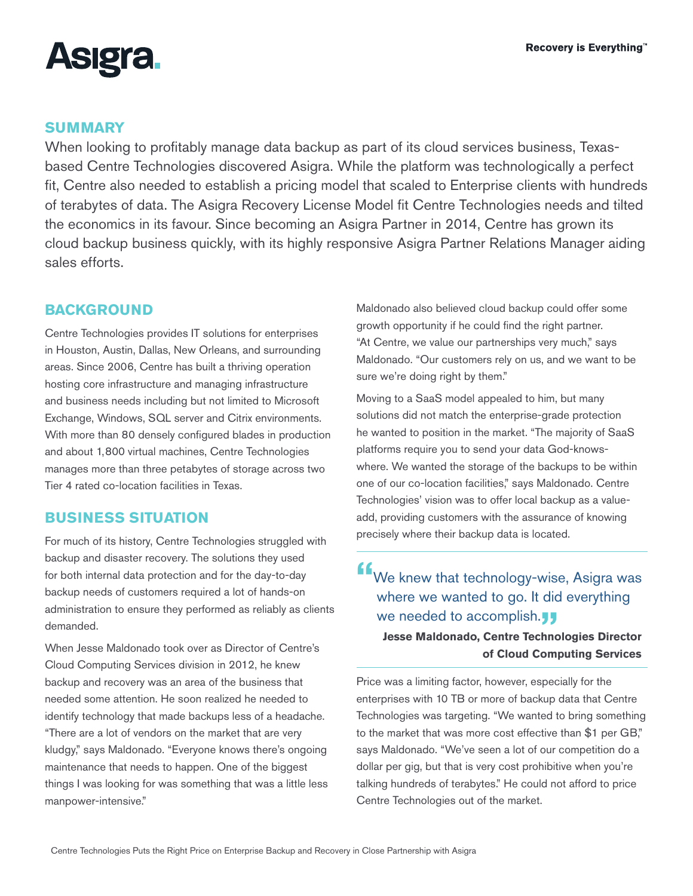## SUMMARY

When looking to profitably manage data backup as part of its cloud services business, Texas-based Centre Technologies discovered Asigra. While the platform was technologically a perfect fit, Centre also needed to establish a pricing model that scaled to Enterprise clients with hundreds of terabytes of data. The Asigra Recovery License Model fit Centre Technologies needs and tilted the economics in its favour. Since becoming an Asigra Partner in 2014, Centre has grown its cloud backup business quickly, with its highly responsive Asigra Partner Relations Manager aiding sales efforts.

## BACKGROUND

Centre Technologies provides IT solutions for enterprises in Houston, Austin, Dallas, New Orleans, and surrounding areas. Since 2006, Centre has built a thriving operation hosting core infrastructure and managing infrastructure and business needs including but not limited to Microsoft Exchange, Windows, SQL server and Citrix environments. With more than 80 densely configured blades in production and about 1,800 virtual machines, Centre Technologies manages more than three petabytes of storage across two Tier 4 rated co-location facilities in Texas.

## BUSINESS SITUATION

For much of its history, Centre Technologies struggled with backup and disaster recovery. The solutions they used for both internal data protection and for the day-to-day backup needs of customers required a lot of hands-on administration to ensure they performed as reliably as clients demanded.

When Jesse Maldonado took over as Director of Centre's Cloud Computing Services division in 2012, he knew backup and recovery was an area of the business that needed some attention. He soon realized he needed to identify technology that made backups less of a headache. "There are a lot of vendors on the market that are very kludgy," says Maldonado. "Everyone knows there's ongoing maintenance that needs to happen. One of the biggest things I was looking for was something that was a little less manpower-intensive."

Maldonado also believed cloud backup could offer some growth opportunity if he could find the right partner. "At Centre, we value our partnerships very much," says Maldonado. "Our customers rely on us, and we want to be sure we're doing right by them."

Moving to a SaaS model appealed to him, but many solutions did not match the enterprise-grade protection he wanted to position in the market. "The majority of SaaS platforms require you to send your data God-knows-where. We wanted the storage of the backups to be within one of our co-location facilities," says Maldonado. Centre Technologies' vision was to offer local backup as a value-add, providing customers with the assurance of knowing precisely where their backup data is located.

> "We knew that technology-wise, Asigra was where we wanted to go. It did everything we needed to accomplish."
>
> **Jesse Maldonado, Centre Technologies Director of Cloud Computing Services**

Price was a limiting factor, however, especially for the enterprises with 10 TB or more of backup data that Centre Technologies was targeting. "We wanted to bring something to the market that was more cost effective than $1 per GB," says Maldonado. "We've seen a lot of our competition do a dollar per gig, but that is very cost prohibitive when you're talking hundreds of terabytes." He could not afford to price Centre Technologies out of the market.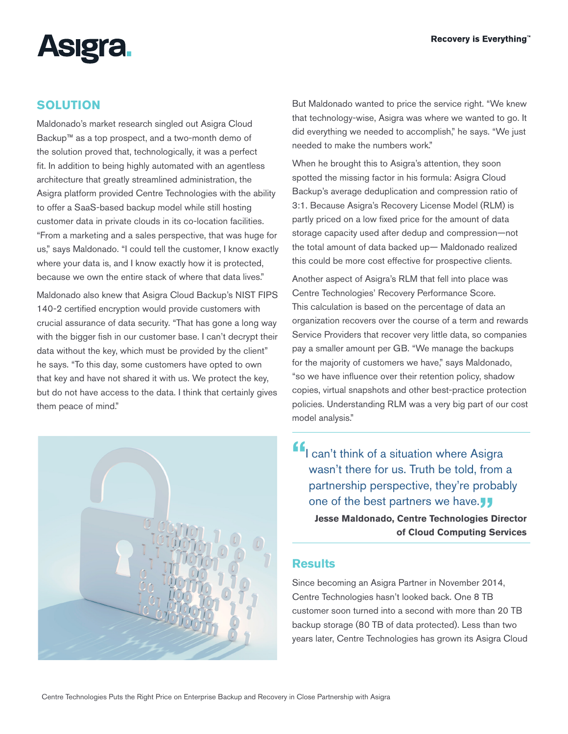## SOLUTION

Maldonado's market research singled out Asigra Cloud Backup™ as a top prospect, and a two-month demo of the solution proved that, technologically, it was a perfect fit. In addition to being highly automated with an agentless architecture that greatly streamlined administration, the Asigra platform provided Centre Technologies with the ability to offer a SaaS-based backup model while still hosting customer data in private clouds in its co-location facilities. "From a marketing and a sales perspective, that was huge for us," says Maldonado. "I could tell the customer, I know exactly where your data is, and I know exactly how it is protected, because we own the entire stack of where that data lives."

Maldonado also knew that Asigra Cloud Backup's NIST FIPS 140-2 certified encryption would provide customers with crucial assurance of data security. "That has gone a long way with the bigger fish in our customer base. I can't decrypt their data without the key, which must be provided by the client" he says. "To this day, some customers have opted to own that key and have not shared it with us. We protect the key, but do not have access to the data. I think that certainly gives them peace of mind."

But Maldonado wanted to price the service right. "We knew that technology-wise, Asigra was where we wanted to go. It did everything we needed to accomplish," he says. "We just needed to make the numbers work."

When he brought this to Asigra's attention, they soon spotted the missing factor in his formula: Asigra Cloud Backup's average deduplication and compression ratio of 3:1. Because Asigra's Recovery License Model (RLM) is partly priced on a low fixed price for the amount of data storage capacity used after dedup and compression—not the total amount of data backed up— Maldonado realized this could be more cost effective for prospective clients.

Another aspect of Asigra's RLM that fell into place was Centre Technologies' Recovery Performance Score. This calculation is based on the percentage of data an organization recovers over the course of a term and rewards Service Providers that recover very little data, so companies pay a smaller amount per GB. "We manage the backups for the majority of customers we have," says Maldonado, "so we have influence over their retention policy, shadow copies, virtual snapshots and other best-practice protection policies. Understanding RLM was a very big part of our cost model analysis."

> "I can't think of a situation where Asigra wasn't there for us. Truth be told, from a partnership perspective, they're probably one of the best partners we have."
>
> **Jesse Maldonado, Centre Technologies Director of Cloud Computing Services**

## Results

Since becoming an Asigra Partner in November 2014, Centre Technologies hasn't looked back. One 8 TB customer soon turned into a second with more than 20 TB backup storage (80 TB of data protected). Less than two years later, Centre Technologies has grown its Asigra Cloud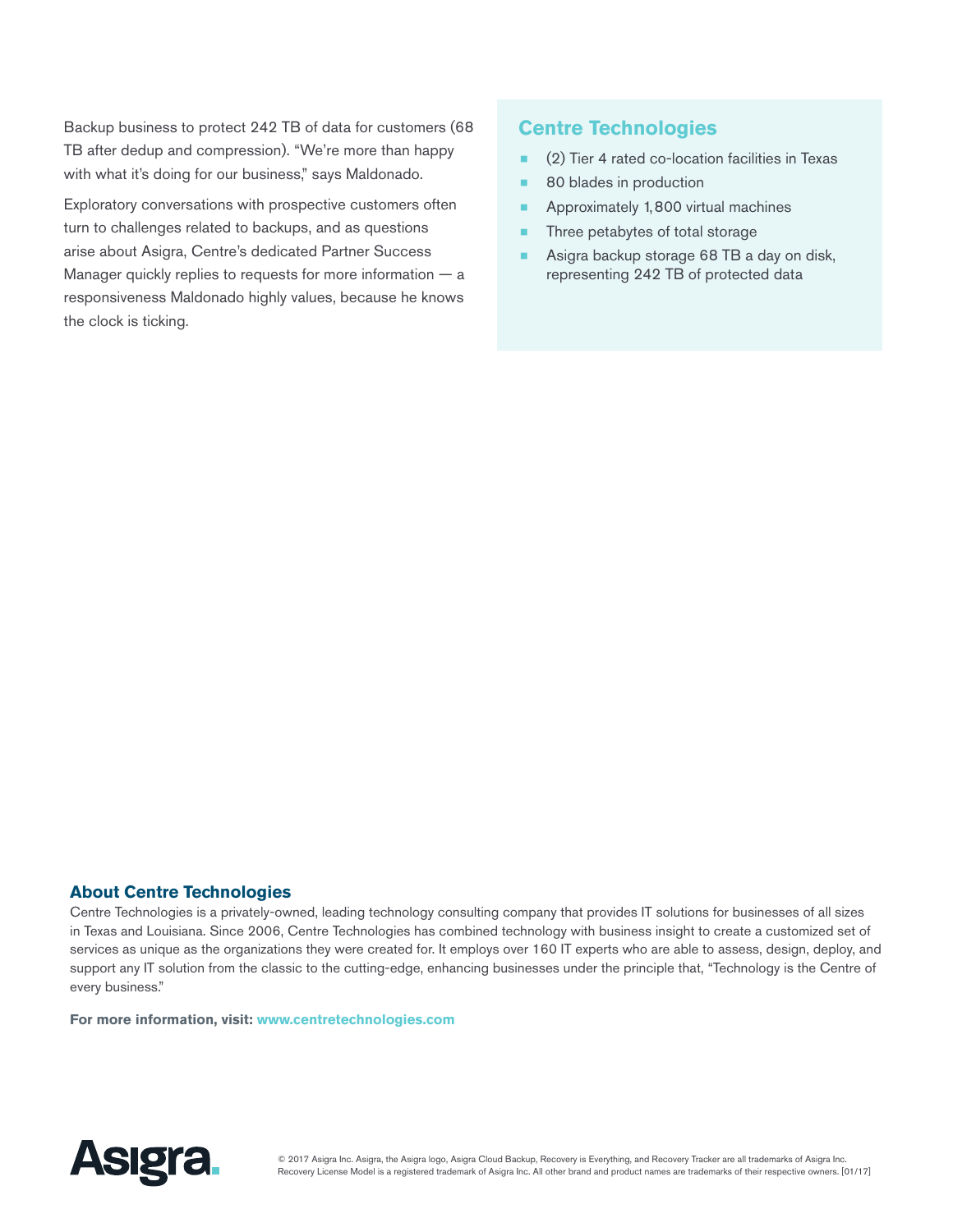Backup business to protect 242 TB of data for customers (68 TB after dedup and compression). "We're more than happy with what it's doing for our business," says Maldonado.

Exploratory conversations with prospective customers often turn to challenges related to backups, and as questions arise about Asigra, Centre's dedicated Partner Success Manager quickly replies to requests for more information — a responsiveness Maldonado highly values, because he knows the clock is ticking.

## Centre Technologies

- (2) Tier 4 rated co-location facilities in Texas
- 80 blades in production
- Approximately 1,800 virtual machines
- Three petabytes of total storage
- Asigra backup storage 68 TB a day on disk, representing 242 TB of protected data

### About Centre Technologies

Centre Technologies is a privately-owned, leading technology consulting company that provides IT solutions for businesses of all sizes in Texas and Louisiana. Since 2006, Centre Technologies has combined technology with business insight to create a customized set of services as unique as the organizations they were created for. It employs over 160 IT experts who are able to assess, design, deploy, and support any IT solution from the classic to the cutting-edge, enhancing businesses under the principle that, "Technology is the Centre of every business."

**For more information, visit: www.centretechnologies.com**

Asigra.

© 2017 Asigra Inc. Asigra, the Asigra logo, Asigra Cloud Backup, Recovery is Everything, and Recovery Tracker are all trademarks of Asigra Inc. Recovery License Model is a registered trademark of Asigra Inc. All other brand and product names are trademarks of their respective owners. [01/17]